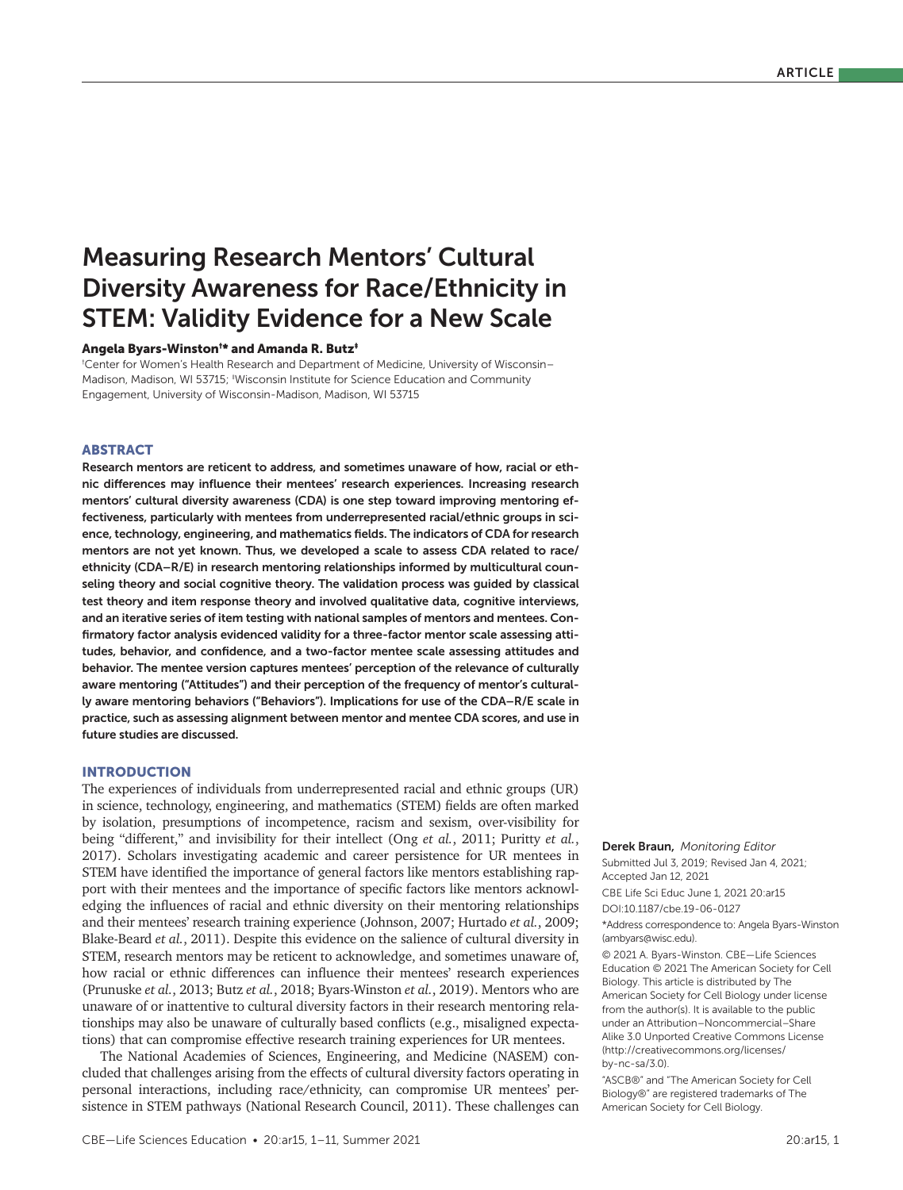# Measuring Research Mentors' Cultural Diversity Awareness for Race/Ethnicity in STEM: Validity Evidence for a New Scale

**Angela Byars-Winston[†]* and Amanda R. Butz[‡]**

[†]Center for Women's Health Research and Department of Medicine, University of Wisconsin–Madison, Madison, WI 53715; [‡]Wisconsin Institute for Science Education and Community Engagement, University of Wisconsin-Madison, Madison, WI 53715

## ABSTRACT

**Research mentors are reticent to address, and sometimes unaware of how, racial or ethnic differences may influence their mentees' research experiences. Increasing research mentors' cultural diversity awareness (CDA) is one step toward improving mentoring effectiveness, particularly with mentees from underrepresented racial/ethnic groups in science, technology, engineering, and mathematics fields. The indicators of CDA for research mentors are not yet known. Thus, we developed a scale to assess CDA related to race/ethnicity (CDA–R/E) in research mentoring relationships informed by multicultural counseling theory and social cognitive theory. The validation process was guided by classical test theory and item response theory and involved qualitative data, cognitive interviews, and an iterative series of item testing with national samples of mentors and mentees. Confirmatory factor analysis evidenced validity for a three-factor mentor scale assessing attitudes, behavior, and confidence, and a two-factor mentee scale assessing attitudes and behavior. The mentee version captures mentees' perception of the relevance of culturally aware mentoring ("Attitudes") and their perception of the frequency of mentor's culturally aware mentoring behaviors ("Behaviors"). Implications for use of the CDA–R/E scale in practice, such as assessing alignment between mentor and mentee CDA scores, and use in future studies are discussed.**

## INTRODUCTION

The experiences of individuals from underrepresented racial and ethnic groups (UR) in science, technology, engineering, and mathematics (STEM) fields are often marked by isolation, presumptions of incompetence, racism and sexism, over-visibility for being "different," and invisibility for their intellect (Ong *et al.*, 2011; Puritty *et al.*, 2017). Scholars investigating academic and career persistence for UR mentees in STEM have identified the importance of general factors like mentors establishing rapport with their mentees and the importance of specific factors like mentors acknowledging the influences of racial and ethnic diversity on their mentoring relationships and their mentees' research training experience (Johnson, 2007; Hurtado *et al.*, 2009; Blake-Beard *et al.*, 2011). Despite this evidence on the salience of cultural diversity in STEM, research mentors may be reticent to acknowledge, and sometimes unaware of, how racial or ethnic differences can influence their mentees' research experiences (Prunuske *et al.*, 2013; Butz *et al.*, 2018; Byars-Winston *et al.*, 2019). Mentors who are unaware of or inattentive to cultural diversity factors in their research mentoring relationships may also be unaware of culturally based conflicts (e.g., misaligned expectations) that can compromise effective research training experiences for UR mentees.

The National Academies of Sciences, Engineering, and Medicine (NASEM) concluded that challenges arising from the effects of cultural diversity factors operating in personal interactions, including race/ethnicity, can compromise UR mentees' persistence in STEM pathways (National Research Council, 2011). These challenges can

Derek Braun, *Monitoring Editor*
Submitted Jul 3, 2019; Revised Jan 4, 2021; Accepted Jan 12, 2021

CBE Life Sci Educ June 1, 2021 20:ar15
DOI:10.1187/cbe.19-06-0127

*Address correspondence to: Angela Byars-Winston (ambyars@wisc.edu).

© 2021 A. Byars-Winston. CBE—Life Sciences Education © 2021 The American Society for Cell Biology. This article is distributed by The American Society for Cell Biology under license from the author(s). It is available to the public under an Attribution–Noncommercial–Share Alike 3.0 Unported Creative Commons License (http://creativecommons.org/licenses/by-nc-sa/3.0).

"ASCB®" and "The American Society for Cell Biology®" are registered trademarks of The American Society for Cell Biology.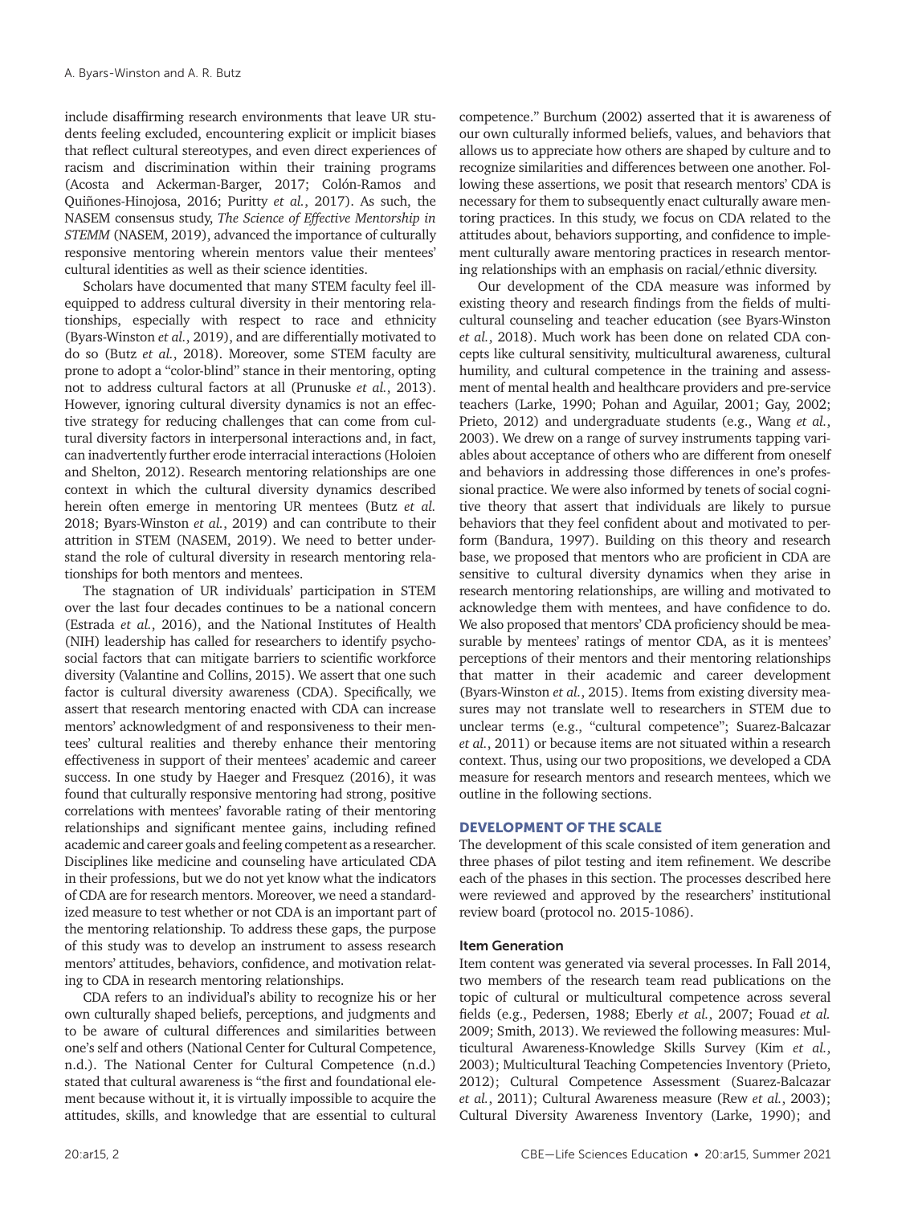include disaffirming research environments that leave UR students feeling excluded, encountering explicit or implicit biases that reflect cultural stereotypes, and even direct experiences of racism and discrimination within their training programs (Acosta and Ackerman-Barger, 2017; Colón-Ramos and Quiñones-Hinojosa, 2016; Puritty *et al.*, 2017). As such, the NASEM consensus study, *The Science of Effective Mentorship in STEMM* (NASEM, 2019), advanced the importance of culturally responsive mentoring wherein mentors value their mentees' cultural identities as well as their science identities.

Scholars have documented that many STEM faculty feel ill-equipped to address cultural diversity in their mentoring relationships, especially with respect to race and ethnicity (Byars-Winston *et al.*, 2019), and are differentially motivated to do so (Butz *et al.*, 2018). Moreover, some STEM faculty are prone to adopt a "color-blind" stance in their mentoring, opting not to address cultural factors at all (Prunuske *et al.*, 2013). However, ignoring cultural diversity dynamics is not an effective strategy for reducing challenges that can come from cultural diversity factors in interpersonal interactions and, in fact, can inadvertently further erode interracial interactions (Holoien and Shelton, 2012). Research mentoring relationships are one context in which the cultural diversity dynamics described herein often emerge in mentoring UR mentees (Butz *et al.* 2018; Byars-Winston *et al.*, 2019) and can contribute to their attrition in STEM (NASEM, 2019). We need to better understand the role of cultural diversity in research mentoring relationships for both mentors and mentees.

The stagnation of UR individuals' participation in STEM over the last four decades continues to be a national concern (Estrada *et al.*, 2016), and the National Institutes of Health (NIH) leadership has called for researchers to identify psychosocial factors that can mitigate barriers to scientific workforce diversity (Valantine and Collins, 2015). We assert that one such factor is cultural diversity awareness (CDA). Specifically, we assert that research mentoring enacted with CDA can increase mentors' acknowledgment of and responsiveness to their mentees' cultural realities and thereby enhance their mentoring effectiveness in support of their mentees' academic and career success. In one study by Haeger and Fresquez (2016), it was found that culturally responsive mentoring had strong, positive correlations with mentees' favorable rating of their mentoring relationships and significant mentee gains, including refined academic and career goals and feeling competent as a researcher. Disciplines like medicine and counseling have articulated CDA in their professions, but we do not yet know what the indicators of CDA are for research mentors. Moreover, we need a standardized measure to test whether or not CDA is an important part of the mentoring relationship. To address these gaps, the purpose of this study was to develop an instrument to assess research mentors' attitudes, behaviors, confidence, and motivation relating to CDA in research mentoring relationships.

CDA refers to an individual's ability to recognize his or her own culturally shaped beliefs, perceptions, and judgments and to be aware of cultural differences and similarities between one's self and others (National Center for Cultural Competence, n.d.). The National Center for Cultural Competence (n.d.) stated that cultural awareness is "the first and foundational element because without it, it is virtually impossible to acquire the attitudes, skills, and knowledge that are essential to cultural competence." Burchum (2002) asserted that it is awareness of our own culturally informed beliefs, values, and behaviors that allows us to appreciate how others are shaped by culture and to recognize similarities and differences between one another. Following these assertions, we posit that research mentors' CDA is necessary for them to subsequently enact culturally aware mentoring practices. In this study, we focus on CDA related to the attitudes about, behaviors supporting, and confidence to implement culturally aware mentoring practices in research mentoring relationships with an emphasis on racial/ethnic diversity.

Our development of the CDA measure was informed by existing theory and research findings from the fields of multicultural counseling and teacher education (see Byars-Winston *et al.*, 2018). Much work has been done on related CDA concepts like cultural sensitivity, multicultural awareness, cultural humility, and cultural competence in the training and assessment of mental health and healthcare providers and pre-service teachers (Larke, 1990; Pohan and Aguilar, 2001; Gay, 2002; Prieto, 2012) and undergraduate students (e.g., Wang *et al.*, 2003). We drew on a range of survey instruments tapping variables about acceptance of others who are different from oneself and behaviors in addressing those differences in one's professional practice. We were also informed by tenets of social cognitive theory that assert that individuals are likely to pursue behaviors that they feel confident about and motivated to perform (Bandura, 1997). Building on this theory and research base, we proposed that mentors who are proficient in CDA are sensitive to cultural diversity dynamics when they arise in research mentoring relationships, are willing and motivated to acknowledge them with mentees, and have confidence to do. We also proposed that mentors' CDA proficiency should be measurable by mentees' ratings of mentor CDA, as it is mentees' perceptions of their mentors and their mentoring relationships that matter in their academic and career development (Byars-Winston *et al.*, 2015). Items from existing diversity measures may not translate well to researchers in STEM due to unclear terms (e.g., "cultural competence"; Suarez-Balcazar *et al.*, 2011) or because items are not situated within a research context. Thus, using our two propositions, we developed a CDA measure for research mentors and research mentees, which we outline in the following sections.

## DEVELOPMENT OF THE SCALE

The development of this scale consisted of item generation and three phases of pilot testing and item refinement. We describe each of the phases in this section. The processes described here were reviewed and approved by the researchers' institutional review board (protocol no. 2015-1086).

### Item Generation

Item content was generated via several processes. In Fall 2014, two members of the research team read publications on the topic of cultural or multicultural competence across several fields (e.g., Pedersen, 1988; Eberly *et al.*, 2007; Fouad *et al.* 2009; Smith, 2013). We reviewed the following measures: Multicultural Awareness-Knowledge Skills Survey (Kim *et al.*, 2003); Multicultural Teaching Competencies Inventory (Prieto, 2012); Cultural Competence Assessment (Suarez-Balcazar *et al.*, 2011); Cultural Awareness measure (Rew *et al.*, 2003); Cultural Diversity Awareness Inventory (Larke, 1990); and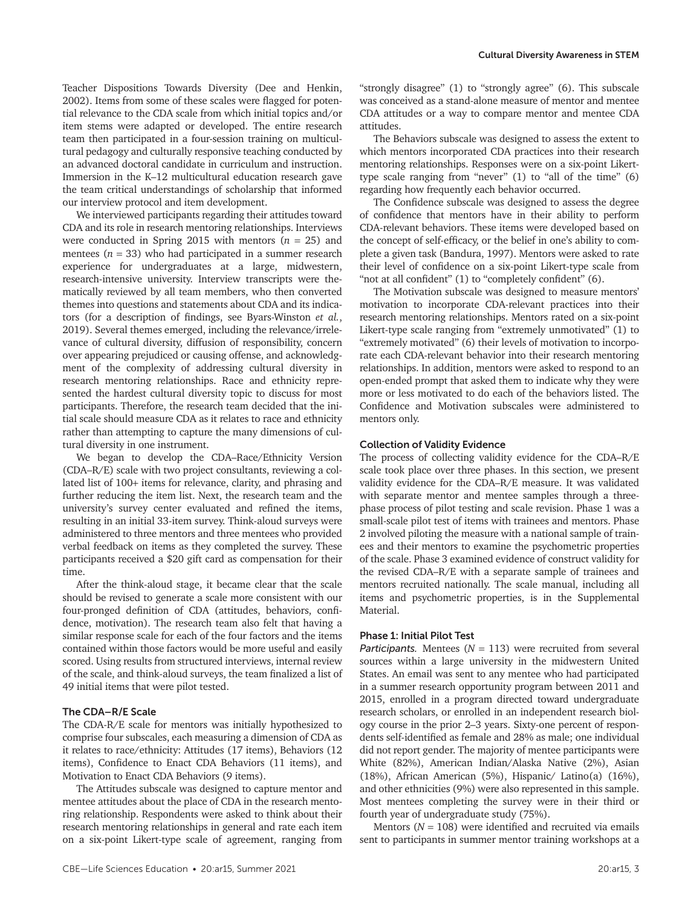Teacher Dispositions Towards Diversity (Dee and Henkin, 2002). Items from some of these scales were flagged for potential relevance to the CDA scale from which initial topics and/or item stems were adapted or developed. The entire research team then participated in a four-session training on multicultural pedagogy and culturally responsive teaching conducted by an advanced doctoral candidate in curriculum and instruction. Immersion in the K–12 multicultural education research gave the team critical understandings of scholarship that informed our interview protocol and item development.

We interviewed participants regarding their attitudes toward CDA and its role in research mentoring relationships. Interviews were conducted in Spring 2015 with mentors ($n$ = 25) and mentees ($n$ = 33) who had participated in a summer research experience for undergraduates at a large, midwestern, research-intensive university. Interview transcripts were thematically reviewed by all team members, who then converted themes into questions and statements about CDA and its indicators (for a description of findings, see Byars-Winston *et al.*, 2019). Several themes emerged, including the relevance/irrelevance of cultural diversity, diffusion of responsibility, concern over appearing prejudiced or causing offense, and acknowledgment of the complexity of addressing cultural diversity in research mentoring relationships. Race and ethnicity represented the hardest cultural diversity topic to discuss for most participants. Therefore, the research team decided that the initial scale should measure CDA as it relates to race and ethnicity rather than attempting to capture the many dimensions of cultural diversity in one instrument.

We began to develop the CDA–Race/Ethnicity Version (CDA–R/E) scale with two project consultants, reviewing a collated list of 100+ items for relevance, clarity, and phrasing and further reducing the item list. Next, the research team and the university's survey center evaluated and refined the items, resulting in an initial 33-item survey. Think-aloud surveys were administered to three mentors and three mentees who provided verbal feedback on items as they completed the survey. These participants received a $20 gift card as compensation for their time.

After the think-aloud stage, it became clear that the scale should be revised to generate a scale more consistent with our four-pronged definition of CDA (attitudes, behaviors, confidence, motivation). The research team also felt that having a similar response scale for each of the four factors and the items contained within those factors would be more useful and easily scored. Using results from structured interviews, internal review of the scale, and think-aloud surveys, the team finalized a list of 49 initial items that were pilot tested.

### The CDA–R/E Scale

The CDA-R/E scale for mentors was initially hypothesized to comprise four subscales, each measuring a dimension of CDA as it relates to race/ethnicity: Attitudes (17 items), Behaviors (12 items), Confidence to Enact CDA Behaviors (11 items), and Motivation to Enact CDA Behaviors (9 items).

The Attitudes subscale was designed to capture mentor and mentee attitudes about the place of CDA in the research mentoring relationship. Respondents were asked to think about their research mentoring relationships in general and rate each item on a six-point Likert-type scale of agreement, ranging from "strongly disagree" (1) to "strongly agree" (6). This subscale was conceived as a stand-alone measure of mentor and mentee CDA attitudes or a way to compare mentor and mentee CDA attitudes.

The Behaviors subscale was designed to assess the extent to which mentors incorporated CDA practices into their research mentoring relationships. Responses were on a six-point Likert-type scale ranging from "never" (1) to "all of the time" (6) regarding how frequently each behavior occurred.

The Confidence subscale was designed to assess the degree of confidence that mentors have in their ability to perform CDA-relevant behaviors. These items were developed based on the concept of self-efficacy, or the belief in one's ability to complete a given task (Bandura, 1997). Mentors were asked to rate their level of confidence on a six-point Likert-type scale from "not at all confident" (1) to "completely confident" (6).

The Motivation subscale was designed to measure mentors' motivation to incorporate CDA-relevant practices into their research mentoring relationships. Mentors rated on a six-point Likert-type scale ranging from "extremely unmotivated" (1) to "extremely motivated" (6) their levels of motivation to incorporate each CDA-relevant behavior into their research mentoring relationships. In addition, mentors were asked to respond to an open-ended prompt that asked them to indicate why they were more or less motivated to do each of the behaviors listed. The Confidence and Motivation subscales were administered to mentors only.

### Collection of Validity Evidence

The process of collecting validity evidence for the CDA–R/E scale took place over three phases. In this section, we present validity evidence for the CDA–R/E measure. It was validated with separate mentor and mentee samples through a three-phase process of pilot testing and scale revision. Phase 1 was a small-scale pilot test of items with trainees and mentors. Phase 2 involved piloting the measure with a national sample of trainees and their mentors to examine the psychometric properties of the scale. Phase 3 examined evidence of construct validity for the revised CDA–R/E with a separate sample of trainees and mentors recruited nationally. The scale manual, including all items and psychometric properties, is in the Supplemental Material.

### Phase 1: Initial Pilot Test

*Participants.* Mentees ($N$ = 113) were recruited from several sources within a large university in the midwestern United States. An email was sent to any mentee who had participated in a summer research opportunity program between 2011 and 2015, enrolled in a program directed toward undergraduate research scholars, or enrolled in an independent research biology course in the prior 2–3 years. Sixty-one percent of respondents self-identified as female and 28% as male; one individual did not report gender. The majority of mentee participants were White (82%), American Indian/Alaska Native (2%), Asian (18%), African American (5%), Hispanic/ Latino(a) (16%), and other ethnicities (9%) were also represented in this sample. Most mentees completing the survey were in their third or fourth year of undergraduate study (75%).

Mentors ($N$ = 108) were identified and recruited via emails sent to participants in summer mentor training workshops at a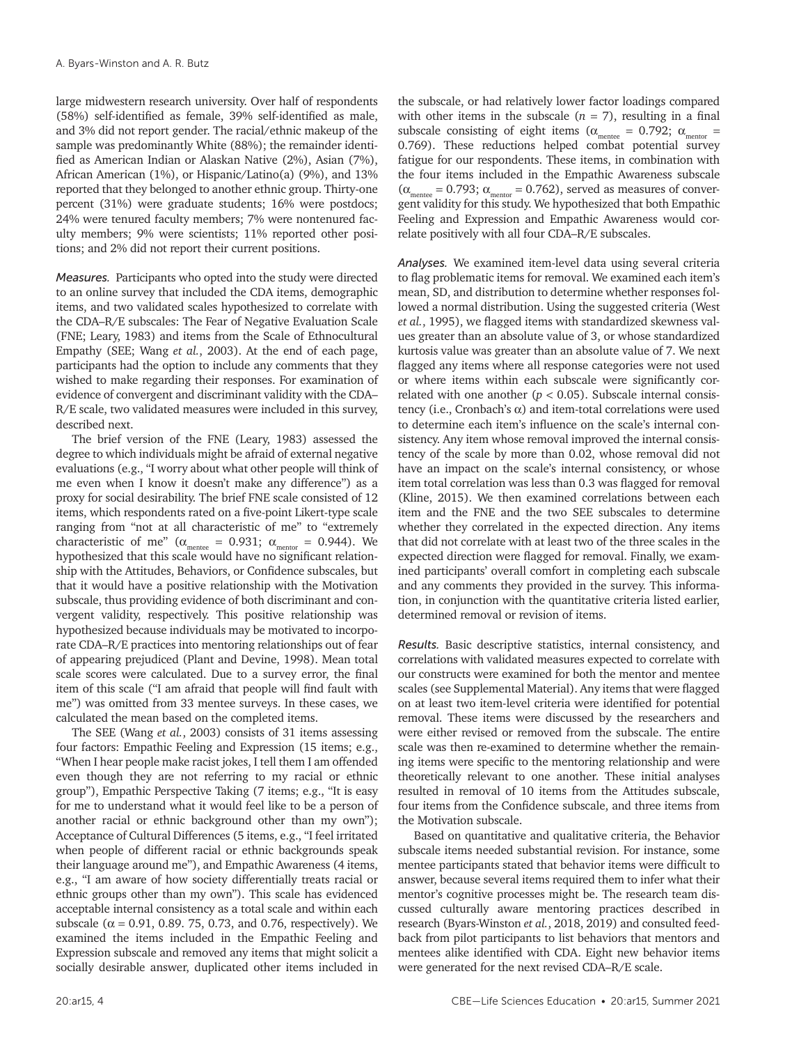large midwestern research university. Over half of respondents (58%) self-identified as female, 39% self-identified as male, and 3% did not report gender. The racial/ethnic makeup of the sample was predominantly White (88%); the remainder identified as American Indian or Alaskan Native (2%), Asian (7%), African American (1%), or Hispanic/Latino(a) (9%), and 13% reported that they belonged to another ethnic group. Thirty-one percent (31%) were graduate students; 16% were postdocs; 24% were tenured faculty members; 7% were nontenured faculty members; 9% were scientists; 11% reported other positions; and 2% did not report their current positions.

*Measures.* Participants who opted into the study were directed to an online survey that included the CDA items, demographic items, and two validated scales hypothesized to correlate with the CDA–R/E subscales: The Fear of Negative Evaluation Scale (FNE; Leary, 1983) and items from the Scale of Ethnocultural Empathy (SEE; Wang *et al.*, 2003). At the end of each page, participants had the option to include any comments that they wished to make regarding their responses. For examination of evidence of convergent and discriminant validity with the CDA–R/E scale, two validated measures were included in this survey, described next.

The brief version of the FNE (Leary, 1983) assessed the degree to which individuals might be afraid of external negative evaluations (e.g., "I worry about what other people will think of me even when I know it doesn't make any difference") as a proxy for social desirability. The brief FNE scale consisted of 12 items, which respondents rated on a five-point Likert-type scale ranging from "not at all characteristic of me" to "extremely characteristic of me" ($\alpha_{mentee} = 0.931$; $\alpha_{mentor} = 0.944$). We hypothesized that this scale would have no significant relationship with the Attitudes, Behaviors, or Confidence subscales, but that it would have a positive relationship with the Motivation subscale, thus providing evidence of both discriminant and convergent validity, respectively. This positive relationship was hypothesized because individuals may be motivated to incorporate CDA–R/E practices into mentoring relationships out of fear of appearing prejudiced (Plant and Devine, 1998). Mean total scale scores were calculated. Due to a survey error, the final item of this scale ("I am afraid that people will find fault with me") was omitted from 33 mentee surveys. In these cases, we calculated the mean based on the completed items.

The SEE (Wang *et al.*, 2003) consists of 31 items assessing four factors: Empathic Feeling and Expression (15 items; e.g., "When I hear people make racist jokes, I tell them I am offended even though they are not referring to my racial or ethnic group"), Empathic Perspective Taking (7 items; e.g., "It is easy for me to understand what it would feel like to be a person of another racial or ethnic background other than my own"); Acceptance of Cultural Differences (5 items, e.g., "I feel irritated when people of different racial or ethnic backgrounds speak their language around me"), and Empathic Awareness (4 items, e.g., "I am aware of how society differentially treats racial or ethnic groups other than my own"). This scale has evidenced acceptable internal consistency as a total scale and within each subscale ($\alpha$ = 0.91, 0.89. 75, 0.73, and 0.76, respectively). We examined the items included in the Empathic Feeling and Expression subscale and removed any items that might solicit a socially desirable answer, duplicated other items included in the subscale, or had relatively lower factor loadings compared with other items in the subscale ($n = 7$), resulting in a final subscale consisting of eight items ($\alpha_{mentee} = 0.792$; $\alpha_{mentor} = 0.769$). These reductions helped combat potential survey fatigue for our respondents. These items, in combination with the four items included in the Empathic Awareness subscale ($\alpha_{mentee} = 0.793$; $\alpha_{mentor} = 0.762$), served as measures of convergent validity for this study. We hypothesized that both Empathic Feeling and Expression and Empathic Awareness would correlate positively with all four CDA–R/E subscales.

*Analyses.* We examined item-level data using several criteria to flag problematic items for removal. We examined each item's mean, SD, and distribution to determine whether responses followed a normal distribution. Using the suggested criteria (West *et al.*, 1995), we flagged items with standardized skewness values greater than an absolute value of 3, or whose standardized kurtosis value was greater than an absolute value of 7. We next flagged any items where all response categories were not used or where items within each subscale were significantly correlated with one another ($p < 0.05$). Subscale internal consistency (i.e., Cronbach's $\alpha$) and item-total correlations were used to determine each item's influence on the scale's internal consistency. Any item whose removal improved the internal consistency of the scale by more than 0.02, whose removal did not have an impact on the scale's internal consistency, or whose item total correlation was less than 0.3 was flagged for removal (Kline, 2015). We then examined correlations between each item and the FNE and the two SEE subscales to determine whether they correlated in the expected direction. Any items that did not correlate with at least two of the three scales in the expected direction were flagged for removal. Finally, we examined participants' overall comfort in completing each subscale and any comments they provided in the survey. This information, in conjunction with the quantitative criteria listed earlier, determined removal or revision of items.

*Results.* Basic descriptive statistics, internal consistency, and correlations with validated measures expected to correlate with our constructs were examined for both the mentor and mentee scales (see Supplemental Material). Any items that were flagged on at least two item-level criteria were identified for potential removal. These items were discussed by the researchers and were either revised or removed from the subscale. The entire scale was then re-examined to determine whether the remaining items were specific to the mentoring relationship and were theoretically relevant to one another. These initial analyses resulted in removal of 10 items from the Attitudes subscale, four items from the Confidence subscale, and three items from the Motivation subscale.

Based on quantitative and qualitative criteria, the Behavior subscale items needed substantial revision. For instance, some mentee participants stated that behavior items were difficult to answer, because several items required them to infer what their mentor's cognitive processes might be. The research team discussed culturally aware mentoring practices described in research (Byars-Winston *et al.*, 2018, 2019) and consulted feedback from pilot participants to list behaviors that mentors and mentees alike identified with CDA. Eight new behavior items were generated for the next revised CDA–R/E scale.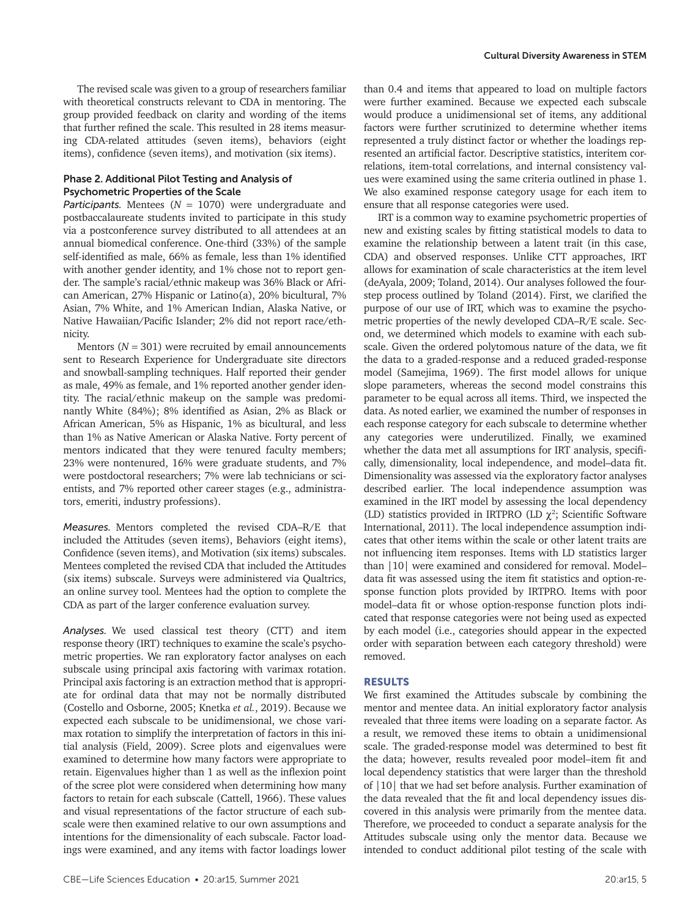The revised scale was given to a group of researchers familiar with theoretical constructs relevant to CDA in mentoring. The group provided feedback on clarity and wording of the items that further refined the scale. This resulted in 28 items measuring CDA-related attitudes (seven items), behaviors (eight items), confidence (seven items), and motivation (six items).

### Phase 2. Additional Pilot Testing and Analysis of Psychometric Properties of the Scale

*Participants.* Mentees ($N$ = 1070) were undergraduate and postbaccalaureate students invited to participate in this study via a postconference survey distributed to all attendees at an annual biomedical conference. One-third (33%) of the sample self-identified as male, 66% as female, less than 1% identified with another gender identity, and 1% chose not to report gender. The sample's racial/ethnic makeup was 36% Black or African American, 27% Hispanic or Latino(a), 20% bicultural, 7% Asian, 7% White, and 1% American Indian, Alaska Native, or Native Hawaiian/Pacific Islander; 2% did not report race/ethnicity.

Mentors ($N$ = 301) were recruited by email announcements sent to Research Experience for Undergraduate site directors and snowball-sampling techniques. Half reported their gender as male, 49% as female, and 1% reported another gender identity. The racial/ethnic makeup on the sample was predominantly White (84%); 8% identified as Asian, 2% as Black or African American, 5% as Hispanic, 1% as bicultural, and less than 1% as Native American or Alaska Native. Forty percent of mentors indicated that they were tenured faculty members; 23% were nontenured, 16% were graduate students, and 7% were postdoctoral researchers; 7% were lab technicians or scientists, and 7% reported other career stages (e.g., administrators, emeriti, industry professions).

*Measures.* Mentors completed the revised CDA–R/E that included the Attitudes (seven items), Behaviors (eight items), Confidence (seven items), and Motivation (six items) subscales. Mentees completed the revised CDA that included the Attitudes (six items) subscale. Surveys were administered via Qualtrics, an online survey tool. Mentees had the option to complete the CDA as part of the larger conference evaluation survey.

*Analyses.* We used classical test theory (CTT) and item response theory (IRT) techniques to examine the scale's psychometric properties. We ran exploratory factor analyses on each subscale using principal axis factoring with varimax rotation. Principal axis factoring is an extraction method that is appropriate for ordinal data that may not be normally distributed (Costello and Osborne, 2005; Knetka *et al.*, 2019). Because we expected each subscale to be unidimensional, we chose varimax rotation to simplify the interpretation of factors in this initial analysis (Field, 2009). Scree plots and eigenvalues were examined to determine how many factors were appropriate to retain. Eigenvalues higher than 1 as well as the inflexion point of the scree plot were considered when determining how many factors to retain for each subscale (Cattell, 1966). These values and visual representations of the factor structure of each subscale were then examined relative to our own assumptions and intentions for the dimensionality of each subscale. Factor loadings were examined, and any items with factor loadings lower than 0.4 and items that appeared to load on multiple factors were further examined. Because we expected each subscale would produce a unidimensional set of items, any additional factors were further scrutinized to determine whether items represented a truly distinct factor or whether the loadings represented an artificial factor. Descriptive statistics, interitem correlations, item-total correlations, and internal consistency values were examined using the same criteria outlined in phase 1. We also examined response category usage for each item to ensure that all response categories were used.

IRT is a common way to examine psychometric properties of new and existing scales by fitting statistical models to data to examine the relationship between a latent trait (in this case, CDA) and observed responses. Unlike CTT approaches, IRT allows for examination of scale characteristics at the item level (deAyala, 2009; Toland, 2014). Our analyses followed the four-step process outlined by Toland (2014). First, we clarified the purpose of our use of IRT, which was to examine the psychometric properties of the newly developed CDA–R/E scale. Second, we determined which models to examine with each subscale. Given the ordered polytomous nature of the data, we fit the data to a graded-response and a reduced graded-response model (Samejima, 1969). The first model allows for unique slope parameters, whereas the second model constrains this parameter to be equal across all items. Third, we inspected the data. As noted earlier, we examined the number of responses in each response category for each subscale to determine whether any categories were underutilized. Finally, we examined whether the data met all assumptions for IRT analysis, specifically, dimensionality, local independence, and model–data fit. Dimensionality was assessed via the exploratory factor analyses described earlier. The local independence assumption was examined in the IRT model by assessing the local dependency (LD) statistics provided in IRTPRO (LD $\chi^2$; Scientific Software International, 2011). The local independence assumption indicates that other items within the scale or other latent traits are not influencing item responses. Items with LD statistics larger than |10| were examined and considered for removal. Model–data fit was assessed using the item fit statistics and option-response function plots provided by IRTPRO. Items with poor model–data fit or whose option-response function plots indicated that response categories were not being used as expected by each model (i.e., categories should appear in the expected order with separation between each category threshold) were removed.

## RESULTS

We first examined the Attitudes subscale by combining the mentor and mentee data. An initial exploratory factor analysis revealed that three items were loading on a separate factor. As a result, we removed these items to obtain a unidimensional scale. The graded-response model was determined to best fit the data; however, results revealed poor model–item fit and local dependency statistics that were larger than the threshold of |10| that we had set before analysis. Further examination of the data revealed that the fit and local dependency issues discovered in this analysis were primarily from the mentee data. Therefore, we proceeded to conduct a separate analysis for the Attitudes subscale using only the mentor data. Because we intended to conduct additional pilot testing of the scale with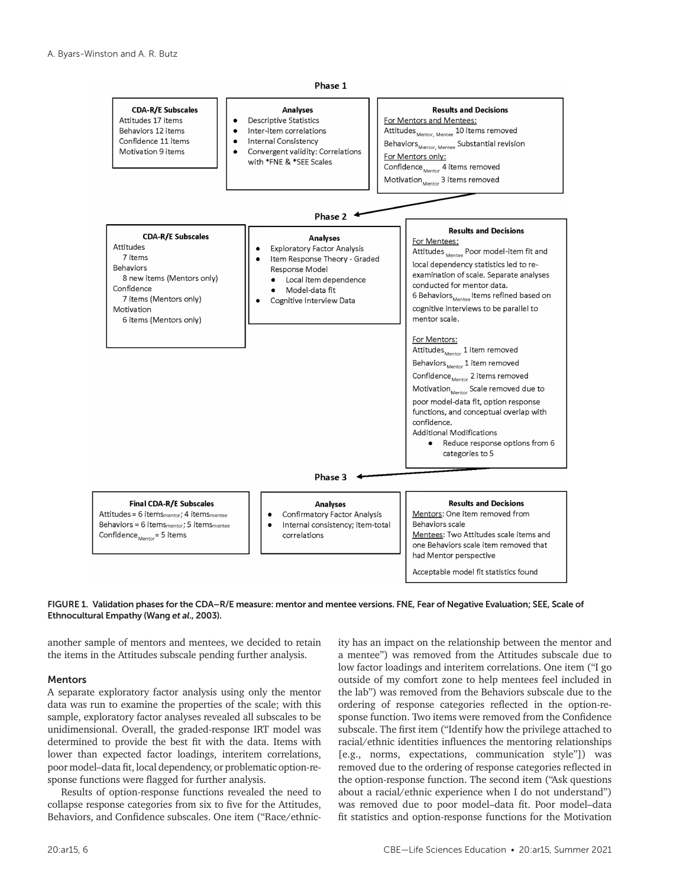**Phase 1**

**CDA-R/E Subscales**
Attitudes 17 items
Behaviors 12 items
Confidence 11 items
Motivation 9 items

**Analyses**
- Descriptive Statistics
- Inter-item correlations
- Internal Consistency
- Convergent validity: Correlations with *FNE & *SEE Scales

**Results and Decisions**
For Mentors and Mentees:
$\text{Attitudes}_{\text{Mentor, Mentee}}$ 10 items removed
$\text{Behaviors}_{\text{Mentor, Mentee}}$ Substantial revision
For Mentors only:
$\text{Confidence}_{\text{Mentor}}$ 4 items removed
$\text{Motivation}_{\text{Mentor}}$ 3 items removed

**Phase 2**

**CDA-R/E Subscales**
Attitudes
7 items
Behaviors
8 new items (Mentors only)
Confidence
7 items (Mentors only)
Motivation
6 items (Mentors only)

**Analyses**
- Exploratory Factor Analysis
- Item Response Theory - Graded Response Model
  - Local item dependence
  - Model-data fit
- Cognitive Interview Data

**Results and Decisions**
For Mentees:
$\text{Attitudes}_{\text{Mentee}}$ Poor model-item fit and local dependency statistics led to re-examination of scale. Separate analyses conducted for mentor data.
6 $\text{Behaviors}_{\text{Mentee}}$ Items refined based on cognitive interviews to be parallel to mentor scale.

For Mentors:
$\text{Attitudes}_{\text{Mentor}}$ 1 item removed
$\text{Behaviors}_{\text{Mentor}}$ 1 item removed
$\text{Confidence}_{\text{Mentor}}$ 2 items removed
$\text{Motivation}_{\text{Mentor}}$ Scale removed due to poor model-data fit, option response functions, and conceptual overlap with confidence.
Additional Modifications
- Reduce response options from 6 categories to 5

**Phase 3**

**Final CDA-R/E Subscales**
Attitudes = 6 $\text{items}_{\text{mentor}}$; 4 $\text{items}_{\text{mentee}}$
Behaviors = 6 $\text{items}_{\text{mentor}}$; 5 $\text{items}_{\text{mentee}}$
$\text{Confidence}_{\text{Mentor}}$ = 5 items

**Analyses**
- Confirmatory Factor Analysis
- Internal consistency; item-total correlations

**Results and Decisions**
Mentors: One item removed from Behaviors scale
Mentees: Two Attitudes scale items and one Behaviors scale item removed that had Mentor perspective

Acceptable model fit statistics found

**FIGURE 1. Validation phases for the CDA–R/E measure: mentor and mentee versions. FNE, Fear of Negative Evaluation; SEE, Scale of Ethnocultural Empathy (Wang *et al.*, 2003).**

another sample of mentors and mentees, we decided to retain the items in the Attitudes subscale pending further analysis.

### Mentors

A separate exploratory factor analysis using only the mentor data was run to examine the properties of the scale; with this sample, exploratory factor analyses revealed all subscales to be unidimensional. Overall, the graded-response IRT model was determined to provide the best fit with the data. Items with lower than expected factor loadings, interitem correlations, poor model–data fit, local dependency, or problematic option-response functions were flagged for further analysis.

Results of option-response functions revealed the need to collapse response categories from six to five for the Attitudes, Behaviors, and Confidence subscales. One item ("Race/ethnicity has an impact on the relationship between the mentor and a mentee") was removed from the Attitudes subscale due to low factor loadings and interitem correlations. One item ("I go outside of my comfort zone to help mentees feel included in the lab") was removed from the Behaviors subscale due to the ordering of response categories reflected in the option-response function. Two items were removed from the Confidence subscale. The first item ("Identify how the privilege attached to racial/ethnic identities influences the mentoring relationships [e.g., norms, expectations, communication style"]) was removed due to the ordering of response categories reflected in the option-response function. The second item ("Ask questions about a racial/ethnic experience when I do not understand") was removed due to poor model–data fit. Poor model–data fit statistics and option-response functions for the Motivation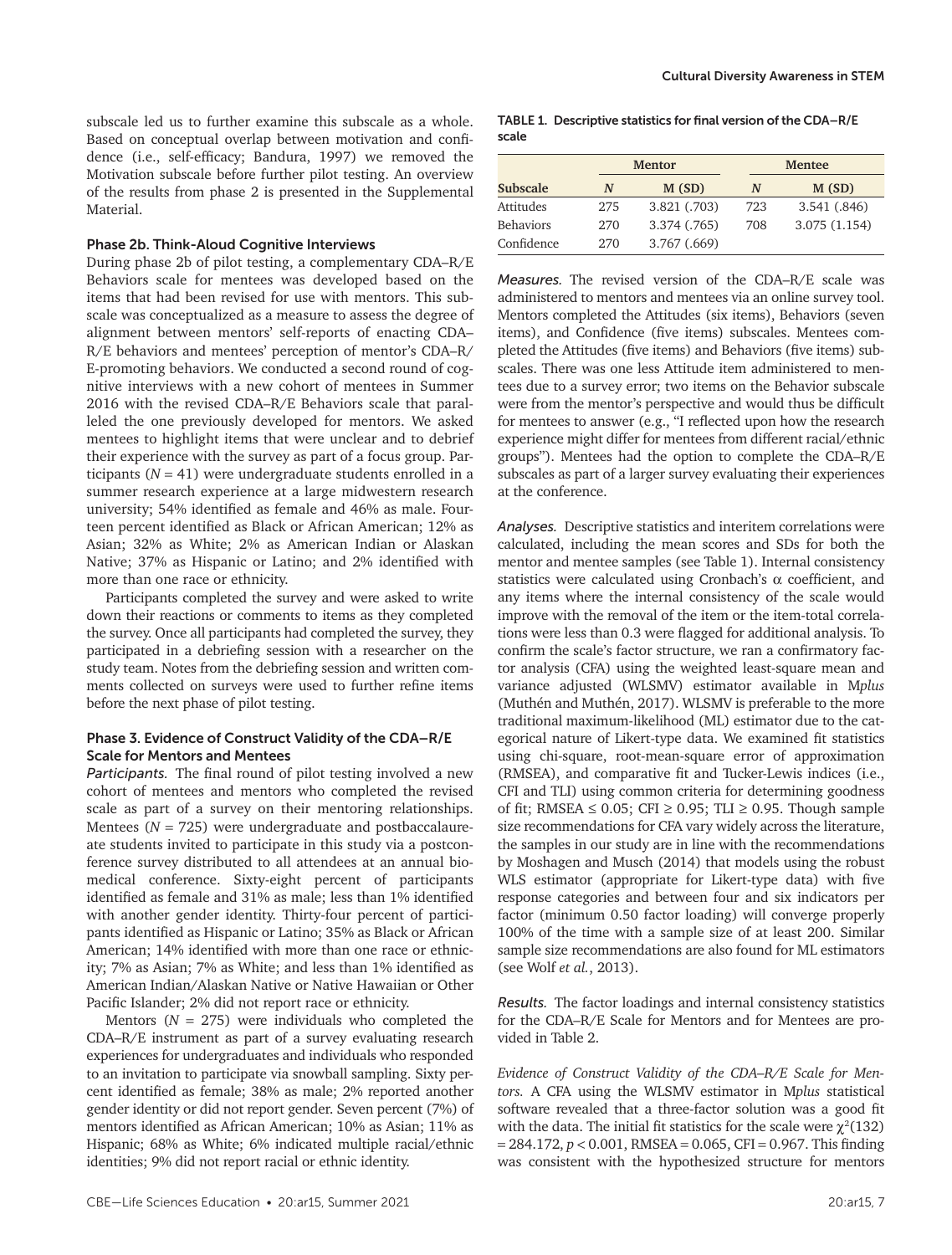subscale led us to further examine this subscale as a whole. Based on conceptual overlap between motivation and confidence (i.e., self-efficacy; Bandura, 1997) we removed the Motivation subscale before further pilot testing. An overview of the results from phase 2 is presented in the Supplemental Material.

### Phase 2b. Think-Aloud Cognitive Interviews

During phase 2b of pilot testing, a complementary CDA–R/E Behaviors scale for mentees was developed based on the items that had been revised for use with mentors. This subscale was conceptualized as a measure to assess the degree of alignment between mentors' self-reports of enacting CDA–R/E behaviors and mentees' perception of mentor's CDA–R/E-promoting behaviors. We conducted a second round of cognitive interviews with a new cohort of mentees in Summer 2016 with the revised CDA–R/E Behaviors scale that paralleled the one previously developed for mentors. We asked mentees to highlight items that were unclear and to debrief their experience with the survey as part of a focus group. Participants ($N = 41$) were undergraduate students enrolled in a summer research experience at a large midwestern research university; 54% identified as female and 46% as male. Fourteen percent identified as Black or African American; 12% as Asian; 32% as White; 2% as American Indian or Alaskan Native; 37% as Hispanic or Latino; and 2% identified with more than one race or ethnicity.

Participants completed the survey and were asked to write down their reactions or comments to items as they completed the survey. Once all participants had completed the survey, they participated in a debriefing session with a researcher on the study team. Notes from the debriefing session and written comments collected on surveys were used to further refine items before the next phase of pilot testing.

### Phase 3. Evidence of Construct Validity of the CDA–R/E Scale for Mentors and Mentees

*Participants.* The final round of pilot testing involved a new cohort of mentees and mentors who completed the revised scale as part of a survey on their mentoring relationships. Mentees ($N = 725$) were undergraduate and postbaccalaureate students invited to participate in this study via a postconference survey distributed to all attendees at an annual biomedical conference. Sixty-eight percent of participants identified as female and 31% as male; less than 1% identified with another gender identity. Thirty-four percent of participants identified as Hispanic or Latino; 35% as Black or African American; 14% identified with more than one race or ethnicity; 7% as Asian; 7% as White; and less than 1% identified as American Indian/Alaskan Native or Native Hawaiian or Other Pacific Islander; 2% did not report race or ethnicity.

Mentors ($N = 275$) were individuals who completed the CDA–R/E instrument as part of a survey evaluating research experiences for undergraduates and individuals who responded to an invitation to participate via snowball sampling. Sixty percent identified as female; 38% as male; 2% reported another gender identity or did not report gender. Seven percent (7%) of mentors identified as African American; 10% as Asian; 11% as Hispanic; 68% as White; 6% indicated multiple racial/ethnic identities; 9% did not report racial or ethnic identity.

TABLE 1. Descriptive statistics for final version of the CDA–R/E scale

| | Mentor | | Mentee | |
|---|---|---|---|---|
| **Subscale** | ***N*** | **M (SD)** | ***N*** | **M (SD)** |
| Attitudes | 275 | 3.821 (.703) | 723 | 3.541 (.846) |
| Behaviors | 270 | 3.374 (.765) | 708 | 3.075 (1.154) |
| Confidence | 270 | 3.767 (.669) | | |

*Measures.* The revised version of the CDA–R/E scale was administered to mentors and mentees via an online survey tool. Mentors completed the Attitudes (six items), Behaviors (seven items), and Confidence (five items) subscales. Mentees completed the Attitudes (five items) and Behaviors (five items) subscales. There was one less Attitude item administered to mentees due to a survey error; two items on the Behavior subscale were from the mentor's perspective and would thus be difficult for mentees to answer (e.g., "I reflected upon how the research experience might differ for mentees from different racial/ethnic groups"). Mentees had the option to complete the CDA–R/E subscales as part of a larger survey evaluating their experiences at the conference.

*Analyses.* Descriptive statistics and interitem correlations were calculated, including the mean scores and SDs for both the mentor and mentee samples (see Table 1). Internal consistency statistics were calculated using Cronbach's α coefficient, and any items where the internal consistency of the scale would improve with the removal of the item or the item-total correlations were less than 0.3 were flagged for additional analysis. To confirm the scale's factor structure, we ran a confirmatory factor analysis (CFA) using the weighted least-square mean and variance adjusted (WLSMV) estimator available in M*plus* (Muthén and Muthén, 2017). WLSMV is preferable to the more traditional maximum-likelihood (ML) estimator due to the categorical nature of Likert-type data. We examined fit statistics using chi-square, root-mean-square error of approximation (RMSEA), and comparative fit and Tucker-Lewis indices (i.e., CFI and TLI) using common criteria for determining goodness of fit; RMSEA ≤ 0.05; CFI ≥ 0.95; TLI ≥ 0.95. Though sample size recommendations for CFA vary widely across the literature, the samples in our study are in line with the recommendations by Moshagen and Musch (2014) that models using the robust WLS estimator (appropriate for Likert-type data) with five response categories and between four and six indicators per factor (minimum 0.50 factor loading) will converge properly 100% of the time with a sample size of at least 200. Similar sample size recommendations are also found for ML estimators (see Wolf *et al.*, 2013).

*Results.* The factor loadings and internal consistency statistics for the CDA–R/E Scale for Mentors and for Mentees are provided in Table 2.

*Evidence of Construct Validity of the CDA–R/E Scale for Mentors.* A CFA using the WLSMV estimator in M*plus* statistical software revealed that a three-factor solution was a good fit with the data. The initial fit statistics for the scale were $\chi^2(132) = 284.172$, $p < 0.001$, RMSEA = 0.065, CFI = 0.967. This finding was consistent with the hypothesized structure for mentors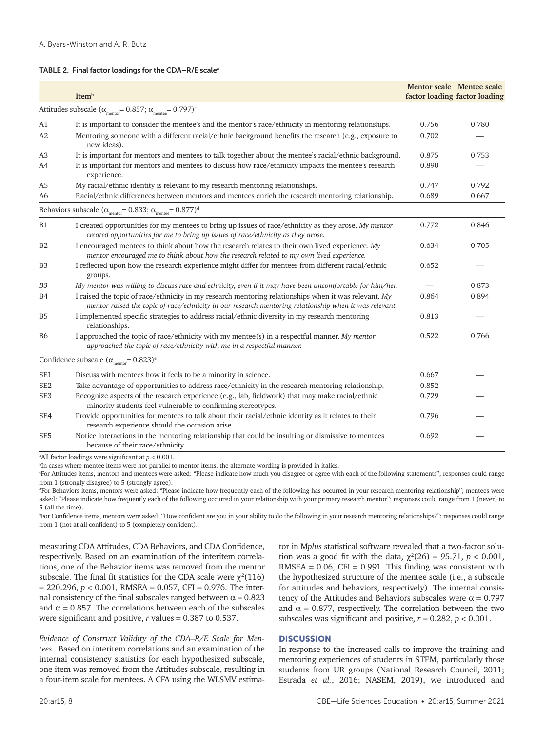**TABLE 2. Final factor loadings for the CDA–R/E scale**[a]

| | Item[b] | Mentor scale factor loading | Mentee scale factor loading |
|---|---|---|---|
| Attitudes subscale ($\alpha_{mentor} = 0.857$; $\alpha_{mentee} = 0.797$)[c] | | | |
| A1 | It is important to consider the mentee's and the mentor's race/ethnicity in mentoring relationships. | 0.756 | 0.780 |
| A2 | Mentoring someone with a different racial/ethnic background benefits the research (e.g., exposure to new ideas). | 0.702 | — |
| A3 | It is important for mentors and mentees to talk together about the mentee's racial/ethnic background. | 0.875 | 0.753 |
| A4 | It is important for mentors and mentees to discuss how race/ethnicity impacts the mentee's research experience. | 0.890 | — |
| A5 | My racial/ethnic identity is relevant to my research mentoring relationships. | 0.747 | 0.792 |
| A6 | Racial/ethnic differences between mentors and mentees enrich the research mentoring relationship. | 0.689 | 0.667 |
| Behaviors subscale ($\alpha_{mentor} = 0.833$; $\alpha_{mentee} = 0.877$)[d] | | | |
| B1 | I created opportunities for my mentees to bring up issues of race/ethnicity as they arose. *My mentor created opportunities for me to bring up issues of race/ethnicity as they arose.* | 0.772 | 0.846 |
| B2 | I encouraged mentees to think about how the research relates to their own lived experience. *My mentor encouraged me to think about how the research related to my own lived experience.* | 0.634 | 0.705 |
| B3 | I reflected upon how the research experience might differ for mentees from different racial/ethnic groups. | 0.652 | — |
| *B3* | *My mentor was willing to discuss race and ethnicity, even if it may have been uncomfortable for him/her.* | — | 0.873 |
| B4 | I raised the topic of race/ethnicity in my research mentoring relationships when it was relevant. *My mentor raised the topic of race/ethnicity in our research mentoring relationship when it was relevant.* | 0.864 | 0.894 |
| B5 | I implemented specific strategies to address racial/ethnic diversity in my research mentoring relationships. | 0.813 | — |
| B6 | I approached the topic of race/ethnicity with my mentee(s) in a respectful manner. *My mentor approached the topic of race/ethnicity with me in a respectful manner.* | 0.522 | 0.766 |
| Confidence subscale ($\alpha_{mentor} = 0.823$)[e] | | | |
| SE1 | Discuss with mentees how it feels to be a minority in science. | 0.667 | — |
| SE2 | Take advantage of opportunities to address race/ethnicity in the research mentoring relationship. | 0.852 | — |
| SE3 | Recognize aspects of the research experience (e.g., lab, fieldwork) that may make racial/ethnic minority students feel vulnerable to confirming stereotypes. | 0.729 | — |
| SE4 | Provide opportunities for mentees to talk about their racial/ethnic identity as it relates to their research experience should the occasion arise. | 0.796 | — |
| SE5 | Notice interactions in the mentoring relationship that could be insulting or dismissive to mentees because of their race/ethnicity. | 0.692 | — |

[a]All factor loadings were significant at $p < 0.001$.
[b]In cases where mentee items were not parallel to mentor items, the alternate wording is provided in italics.
[c]For Attitudes items, mentors and mentees were asked: "Please indicate how much you disagree or agree with each of the following statements"; responses could range from 1 (strongly disagree) to 5 (strongly agree).
[d]For Behaviors items, mentors were asked: "Please indicate how frequently each of the following has occurred in your research mentoring relationship"; mentees were asked: "Please indicate how frequently each of the following occurred in your relationship with your primary research mentor"; responses could range from 1 (never) to 5 (all the time).
[e]For Confidence items, mentors were asked: "How confident are you in your ability to do the following in your research mentoring relationships?"; responses could range from 1 (not at all confident) to 5 (completely confident).

measuring CDA Attitudes, CDA Behaviors, and CDA Confidence, respectively. Based on an examination of the interitem correlations, one of the Behavior items was removed from the mentor subscale. The final fit statistics for the CDA scale were $\chi^2(116) = 220.296$, $p < 0.001$, RMSEA = 0.057, CFI = 0.976. The internal consistency of the final subscales ranged between $\alpha = 0.823$ and $\alpha = 0.857$. The correlations between each of the subscales were significant and positive, $r$ values = 0.387 to 0.537.

*Evidence of Construct Validity of the CDA–R/E Scale for Mentees.* Based on interitem correlations and an examination of the internal consistency statistics for each hypothesized subscale, one item was removed from the Attitudes subscale, resulting in a four-item scale for mentees. A CFA using the WLSMV estimator in M*plus* statistical software revealed that a two-factor solution was a good fit with the data, $\chi^2(26) = 95.71$, $p < 0.001$, RMSEA = 0.06, CFI = 0.991. This finding was consistent with the hypothesized structure of the mentee scale (i.e., a subscale for attitudes and behaviors, respectively). The internal consistency of the Attitudes and Behaviors subscales were $\alpha = 0.797$ and $\alpha = 0.877$, respectively. The correlation between the two subscales was significant and positive, $r = 0.282$, $p < 0.001$.

## DISCUSSION

In response to the increased calls to improve the training and mentoring experiences of students in STEM, particularly those students from UR groups (National Research Council, 2011; Estrada *et al.*, 2016; NASEM, 2019), we introduced and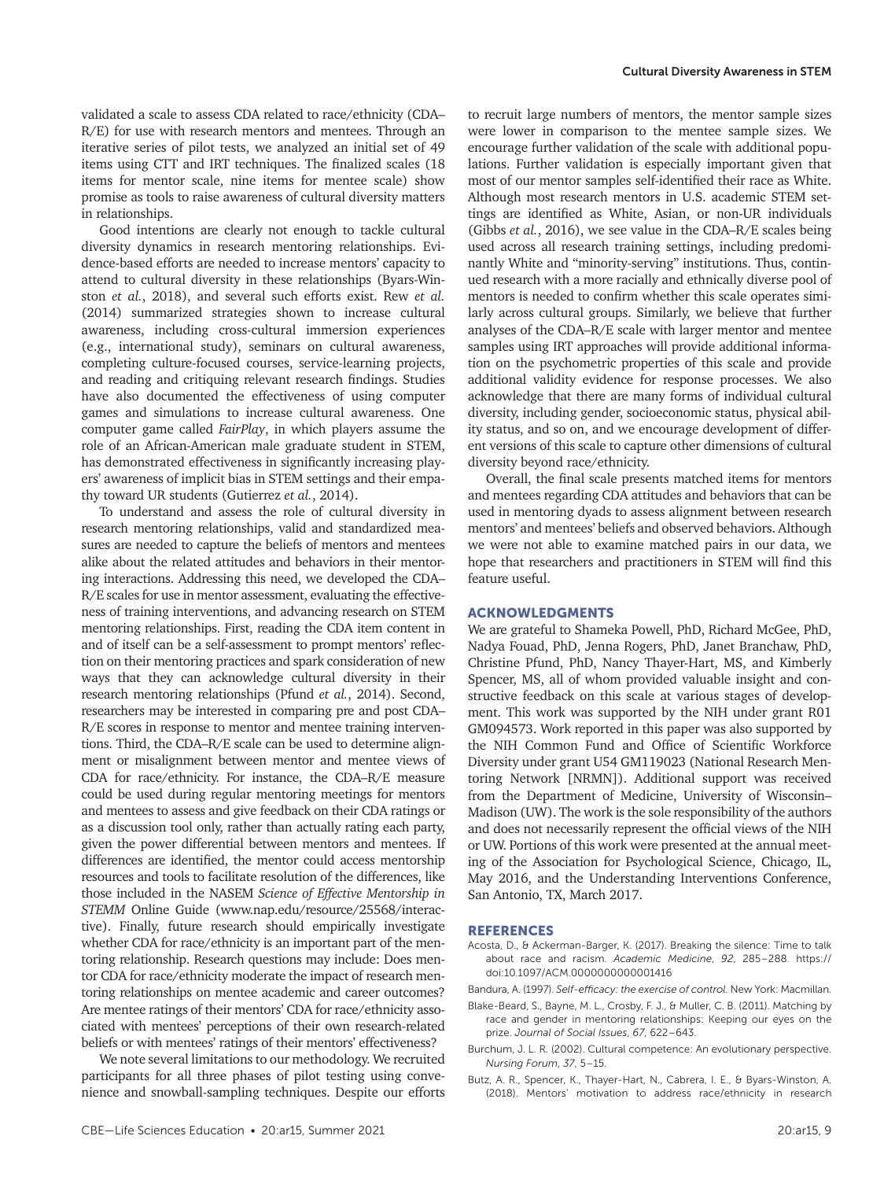validated a scale to assess CDA related to race/ethnicity (CDA–R/E) for use with research mentors and mentees. Through an iterative series of pilot tests, we analyzed an initial set of 49 items using CTT and IRT techniques. The finalized scales (18 items for mentor scale, nine items for mentee scale) show promise as tools to raise awareness of cultural diversity matters in relationships.

Good intentions are clearly not enough to tackle cultural diversity dynamics in research mentoring relationships. Evidence-based efforts are needed to increase mentors' capacity to attend to cultural diversity in these relationships (Byars-Winston *et al.*, 2018), and several such efforts exist. Rew *et al.* (2014) summarized strategies shown to increase cultural awareness, including cross-cultural immersion experiences (e.g., international study), seminars on cultural awareness, completing culture-focused courses, service-learning projects, and reading and critiquing relevant research findings. Studies have also documented the effectiveness of using computer games and simulations to increase cultural awareness. One computer game called *FairPlay*, in which players assume the role of an African-American male graduate student in STEM, has demonstrated effectiveness in significantly increasing players' awareness of implicit bias in STEM settings and their empathy toward UR students (Gutierrez *et al.*, 2014).

To understand and assess the role of cultural diversity in research mentoring relationships, valid and standardized measures are needed to capture the beliefs of mentors and mentees alike about the related attitudes and behaviors in their mentoring interactions. Addressing this need, we developed the CDA–R/E scales for use in mentor assessment, evaluating the effectiveness of training interventions, and advancing research on STEM mentoring relationships. First, reading the CDA item content in and of itself can be a self-assessment to prompt mentors' reflection on their mentoring practices and spark consideration of new ways that they can acknowledge cultural diversity in their research mentoring relationships (Pfund *et al.*, 2014). Second, researchers may be interested in comparing pre and post CDA–R/E scores in response to mentor and mentee training interventions. Third, the CDA–R/E scale can be used to determine alignment or misalignment between mentor and mentee views of CDA for race/ethnicity. For instance, the CDA–R/E measure could be used during regular mentoring meetings for mentors and mentees to assess and give feedback on their CDA ratings or as a discussion tool only, rather than actually rating each party, given the power differential between mentors and mentees. If differences are identified, the mentor could access mentorship resources and tools to facilitate resolution of the differences, like those included in the NASEM *Science of Effective Mentorship in STEMM* Online Guide (www.nap.edu/resource/25568/interactive). Finally, future research should empirically investigate whether CDA for race/ethnicity is an important part of the mentoring relationship. Research questions may include: Does mentor CDA for race/ethnicity moderate the impact of research mentoring relationships on mentee academic and career outcomes? Are mentee ratings of their mentors' CDA for race/ethnicity associated with mentees' perceptions of their own research-related beliefs or with mentees' ratings of their mentors' effectiveness?

We note several limitations to our methodology. We recruited participants for all three phases of pilot testing using convenience and snowball-sampling techniques. Despite our efforts to recruit large numbers of mentors, the mentor sample sizes were lower in comparison to the mentee sample sizes. We encourage further validation of the scale with additional populations. Further validation is especially important given that most of our mentor samples self-identified their race as White. Although most research mentors in U.S. academic STEM settings are identified as White, Asian, or non-UR individuals (Gibbs *et al.*, 2016), we see value in the CDA–R/E scales being used across all research training settings, including predominantly White and "minority-serving" institutions. Thus, continued research with a more racially and ethnically diverse pool of mentors is needed to confirm whether this scale operates similarly across cultural groups. Similarly, we believe that further analyses of the CDA–R/E scale with larger mentor and mentee samples using IRT approaches will provide additional information on the psychometric properties of this scale and provide additional validity evidence for response processes. We also acknowledge that there are many forms of individual cultural diversity, including gender, socioeconomic status, physical ability status, and so on, and we encourage development of different versions of this scale to capture other dimensions of cultural diversity beyond race/ethnicity.

Overall, the final scale presents matched items for mentors and mentees regarding CDA attitudes and behaviors that can be used in mentoring dyads to assess alignment between research mentors' and mentees' beliefs and observed behaviors. Although we were not able to examine matched pairs in our data, we hope that researchers and practitioners in STEM will find this feature useful.

## ACKNOWLEDGMENTS

We are grateful to Shameka Powell, PhD, Richard McGee, PhD, Nadya Fouad, PhD, Jenna Rogers, PhD, Janet Branchaw, PhD, Christine Pfund, PhD, Nancy Thayer-Hart, MS, and Kimberly Spencer, MS, all of whom provided valuable insight and constructive feedback on this scale at various stages of development. This work was supported by the NIH under grant R01 GM094573. Work reported in this paper was also supported by the NIH Common Fund and Office of Scientific Workforce Diversity under grant U54 GM119023 (National Research Mentoring Network [NRMN]). Additional support was received from the Department of Medicine, University of Wisconsin–Madison (UW). The work is the sole responsibility of the authors and does not necessarily represent the official views of the NIH or UW. Portions of this work were presented at the annual meeting of the Association for Psychological Science, Chicago, IL, May 2016, and the Understanding Interventions Conference, San Antonio, TX, March 2017.

## REFERENCES

Acosta, D., & Ackerman-Barger, K. (2017). Breaking the silence: Time to talk about race and racism. *Academic Medicine*, *92*, 285–288. https://doi:10.1097/ACM.0000000000001416

Bandura, A. (1997). *Self-efficacy: the exercise of control*. New York: Macmillan.

Blake-Beard, S., Bayne, M. L., Crosby, F. J., & Muller, C. B. (2011). Matching by race and gender in mentoring relationships: Keeping our eyes on the prize. *Journal of Social Issues*, *67*, 622–643.

Burchum, J. L. R. (2002). Cultural competence: An evolutionary perspective. *Nursing Forum*, *37*, 5–15.

Butz, A. R., Spencer, K., Thayer-Hart, N., Cabrera, I. E., & Byars-Winston, A. (2018). Mentors' motivation to address race/ethnicity in research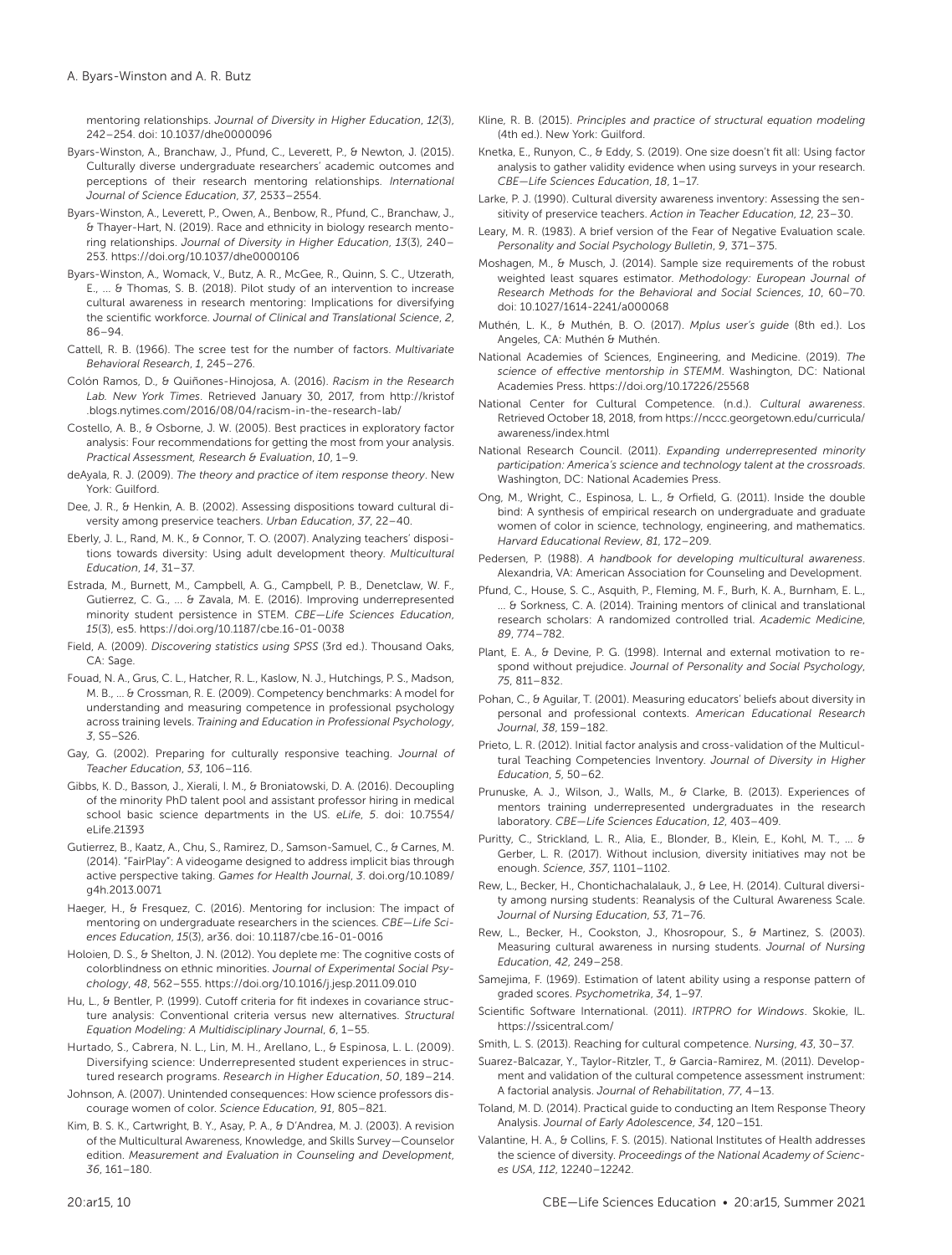mentoring relationships. *Journal of Diversity in Higher Education*, *12*(3), 242–254. doi: 10.1037/dhe0000096

Byars-Winston, A., Branchaw, J., Pfund, C., Leverett, P., & Newton, J. (2015). Culturally diverse undergraduate researchers' academic outcomes and perceptions of their research mentoring relationships. *International Journal of Science Education*, *37*, 2533–2554.

Byars-Winston, A., Leverett, P., Owen, A., Benbow, R., Pfund, C., Branchaw, J., & Thayer-Hart, N. (2019). Race and ethnicity in biology research mentoring relationships. *Journal of Diversity in Higher Education*, *13*(3), 240–253. https://doi.org/10.1037/dhe0000106

Byars-Winston, A., Womack, V., Butz, A. R., McGee, R., Quinn, S. C., Utzerath, E., ... & Thomas, S. B. (2018). Pilot study of an intervention to increase cultural awareness in research mentoring: Implications for diversifying the scientific workforce. *Journal of Clinical and Translational Science*, *2*, 86–94.

Cattell, R. B. (1966). The scree test for the number of factors. *Multivariate Behavioral Research*, *1*, 245–276.

Colón Ramos, D., & Quiñones-Hinojosa, A. (2016). *Racism in the Research Lab. New York Times*. Retrieved January 30, 2017, from http://kristof.blogs.nytimes.com/2016/08/04/racism-in-the-research-lab/

Costello, A. B., & Osborne, J. W. (2005). Best practices in exploratory factor analysis: Four recommendations for getting the most from your analysis. *Practical Assessment, Research & Evaluation*, *10*, 1–9.

deAyala, R. J. (2009). *The theory and practice of item response theory*. New York: Guilford.

Dee, J. R., & Henkin, A. B. (2002). Assessing dispositions toward cultural diversity among preservice teachers. *Urban Education*, *37*, 22–40.

Eberly, J. L., Rand, M. K., & Connor, T. O. (2007). Analyzing teachers' dispositions towards diversity: Using adult development theory. *Multicultural Education*, *14*, 31–37.

Estrada, M., Burnett, M., Campbell, A. G., Campbell, P. B., Denetclaw, W. F., Gutierrez, C. G., ... & Zavala, M. E. (2016). Improving underrepresented minority student persistence in STEM. *CBE—Life Sciences Education*, *15*(3), es5. https://doi.org/10.1187/cbe.16-01-0038

Field, A. (2009). *Discovering statistics using SPSS* (3rd ed.). Thousand Oaks, CA: Sage.

Fouad, N. A., Grus, C. L., Hatcher, R. L., Kaslow, N. J., Hutchings, P. S., Madson, M. B., ... & Crossman, R. E. (2009). Competency benchmarks: A model for understanding and measuring competence in professional psychology across training levels. *Training and Education in Professional Psychology*, *3*, S5–S26.

Gay, G. (2002). Preparing for culturally responsive teaching. *Journal of Teacher Education*, *53*, 106–116.

Gibbs, K. D., Basson, J., Xierali, I. M., & Broniatowski, D. A. (2016). Decoupling of the minority PhD talent pool and assistant professor hiring in medical school basic science departments in the US. *eLife*, *5*. doi: 10.7554/eLife.21393

Gutierrez, B., Kaatz, A., Chu, S., Ramirez, D., Samson-Samuel, C., & Carnes, M. (2014). "FairPlay": A videogame designed to address implicit bias through active perspective taking. *Games for Health Journal*, *3*. doi.org/10.1089/g4h.2013.0071

Haeger, H., & Fresquez, C. (2016). Mentoring for inclusion: The impact of mentoring on undergraduate researchers in the sciences. *CBE—Life Sciences Education*, *15*(3), ar36. doi: 10.1187/cbe.16-01-0016

Holoien, D. S., & Shelton, J. N. (2012). You deplete me: The cognitive costs of colorblindness on ethnic minorities. *Journal of Experimental Social Psychology*, *48*, 562–555. https://doi.org/10.1016/j.jesp.2011.09.010

Hu, L., & Bentler, P. (1999). Cutoff criteria for fit indexes in covariance structure analysis: Conventional criteria versus new alternatives. *Structural Equation Modeling: A Multidisciplinary Journal*, *6*, 1–55.

Hurtado, S., Cabrera, N. L., Lin, M. H., Arellano, L., & Espinosa, L. L. (2009). Diversifying science: Underrepresented student experiences in structured research programs. *Research in Higher Education*, *50*, 189–214.

Johnson, A. (2007). Unintended consequences: How science professors discourage women of color. *Science Education*, *91*, 805–821.

Kim, B. S. K., Cartwright, B. Y., Asay, P. A., & D'Andrea, M. J. (2003). A revision of the Multicultural Awareness, Knowledge, and Skills Survey—Counselor edition. *Measurement and Evaluation in Counseling and Development*, *36*, 161–180.

Kline, R. B. (2015). *Principles and practice of structural equation modeling* (4th ed.). New York: Guilford.

Knetka, E., Runyon, C., & Eddy, S. (2019). One size doesn't fit all: Using factor analysis to gather validity evidence when using surveys in your research. *CBE—Life Sciences Education*, *18*, 1–17.

Larke, P. J. (1990). Cultural diversity awareness inventory: Assessing the sensitivity of preservice teachers. *Action in Teacher Education*, *12*, 23–30.

Leary, M. R. (1983). A brief version of the Fear of Negative Evaluation scale. *Personality and Social Psychology Bulletin*, *9*, 371–375.

Moshagen, M., & Musch, J. (2014). Sample size requirements of the robust weighted least squares estimator. *Methodology: European Journal of Research Methods for the Behavioral and Social Sciences*, *10*, 60–70. doi: 10.1027/1614-2241/a000068

Muthén, L. K., & Muthén, B. O. (2017). *Mplus user's guide* (8th ed.). Los Angeles, CA: Muthén & Muthén.

National Academies of Sciences, Engineering, and Medicine. (2019). *The science of effective mentorship in STEMM*. Washington, DC: National Academies Press. https://doi.org/10.17226/25568

National Center for Cultural Competence. (n.d.). *Cultural awareness*. Retrieved October 18, 2018, from https://nccc.georgetown.edu/curricula/awareness/index.html

National Research Council. (2011). *Expanding underrepresented minority participation: America's science and technology talent at the crossroads*. Washington, DC: National Academies Press.

Ong, M., Wright, C., Espinosa, L. L., & Orfield, G. (2011). Inside the double bind: A synthesis of empirical research on undergraduate and graduate women of color in science, technology, engineering, and mathematics. *Harvard Educational Review*, *81*, 172–209.

Pedersen, P. (1988). *A handbook for developing multicultural awareness*. Alexandria, VA: American Association for Counseling and Development.

Pfund, C., House, S. C., Asquith, P., Fleming, M. F., Burh, K. A., Burnham, E. L., ... & Sorkness, C. A. (2014). Training mentors of clinical and translational research scholars: A randomized controlled trial. *Academic Medicine*, *89*, 774–782.

Plant, E. A., & Devine, P. G. (1998). Internal and external motivation to respond without prejudice. *Journal of Personality and Social Psychology*, *75*, 811–832.

Pohan, C., & Aguilar, T. (2001). Measuring educators' beliefs about diversity in personal and professional contexts. *American Educational Research Journal*, *38*, 159–182.

Prieto, L. R. (2012). Initial factor analysis and cross-validation of the Multicultural Teaching Competencies Inventory. *Journal of Diversity in Higher Education*, *5*, 50–62.

Prunuske, A. J., Wilson, J., Walls, M., & Clarke, B. (2013). Experiences of mentors training underrepresented undergraduates in the research laboratory. *CBE—Life Sciences Education*, *12*, 403–409.

Puritty, C., Strickland, L. R., Alia, E., Blonder, B., Klein, E., Kohl, M. T., ... & Gerber, L. R. (2017). Without inclusion, diversity initiatives may not be enough. *Science*, *357*, 1101–1102.

Rew, L., Becker, H., Chontichachalalauk, J., & Lee, H. (2014). Cultural diversity among nursing students: Reanalysis of the Cultural Awareness Scale. *Journal of Nursing Education*, *53*, 71–76.

Rew, L., Becker, H., Cookston, J., Khosropour, S., & Martinez, S. (2003). Measuring cultural awareness in nursing students. *Journal of Nursing Education*, *42*, 249–258.

Samejima, F. (1969). Estimation of latent ability using a response pattern of graded scores. *Psychometrika*, *34*, 1–97.

Scientific Software International. (2011). *IRTPRO for Windows*. Skokie, IL. https://ssicentral.com/

Smith, L. S. (2013). Reaching for cultural competence. *Nursing*, *43*, 30–37.

Suarez-Balcazar, Y., Taylor-Ritzler, T., & Garcia-Ramirez, M. (2011). Development and validation of the cultural competence assessment instrument: A factorial analysis. *Journal of Rehabilitation*, *77*, 4–13.

Toland, M. D. (2014). Practical guide to conducting an Item Response Theory Analysis. *Journal of Early Adolescence*, *34*, 120–151.

Valantine, H. A., & Collins, F. S. (2015). National Institutes of Health addresses the science of diversity. *Proceedings of the National Academy of Sciences USA*, *112*, 12240–12242.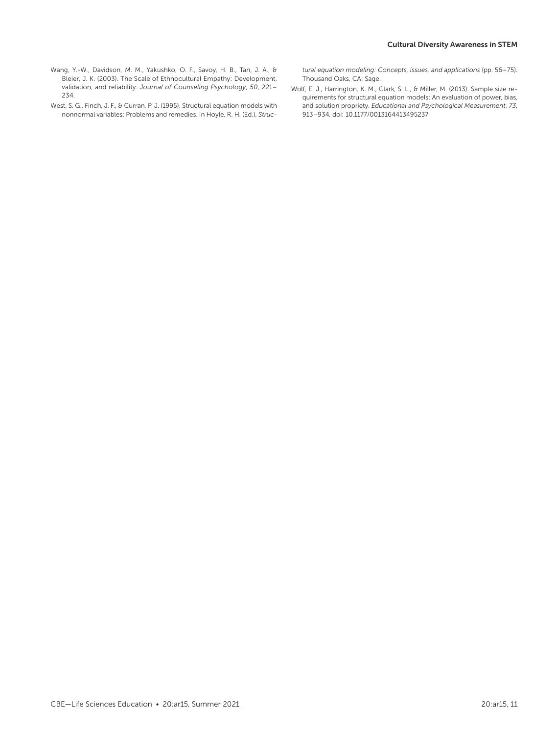Wang, Y.-W., Davidson, M. M., Yakushko, O. F., Savoy, H. B., Tan, J. A., & Bleier, J. K. (2003). The Scale of Ethnocultural Empathy: Development, validation, and reliability. *Journal of Counseling Psychology*, *50*, 221–234.

West, S. G., Finch, J. F., & Curran, P. J. (1995). Structural equation models with nonnormal variables: Problems and remedies. In Hoyle, R. H. (Ed.), *Structural equation modeling: Concepts, issues, and applications* (pp. 56–75). Thousand Oaks, CA: Sage.

Wolf, E. J., Harrington, K. M., Clark, S. L., & Miller, M. (2013). Sample size requirements for structural equation models: An evaluation of power, bias, and solution propriety. *Educational and Psychological Measurement*, *73*, 913–934. doi: 10.1177/0013164413495237